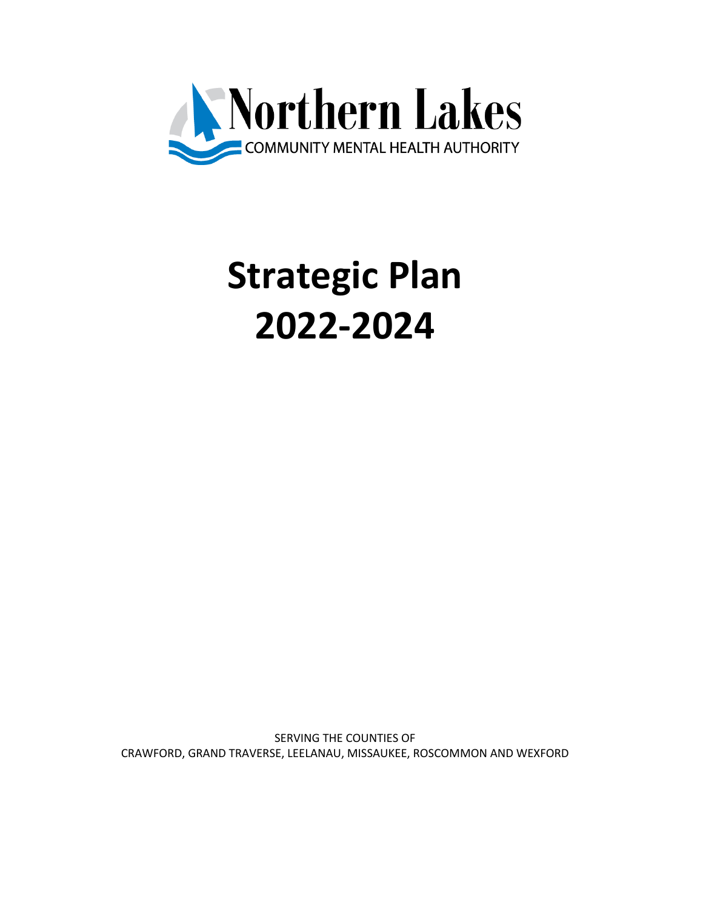Northern Lakes
COMMUNITY MENTAL HEALTH AUTHORITY

# Strategic Plan 2022-2024

SERVING THE COUNTIES OF
CRAWFORD, GRAND TRAVERSE, LEELANAU, MISSAUKEE, ROSCOMMON AND WEXFORD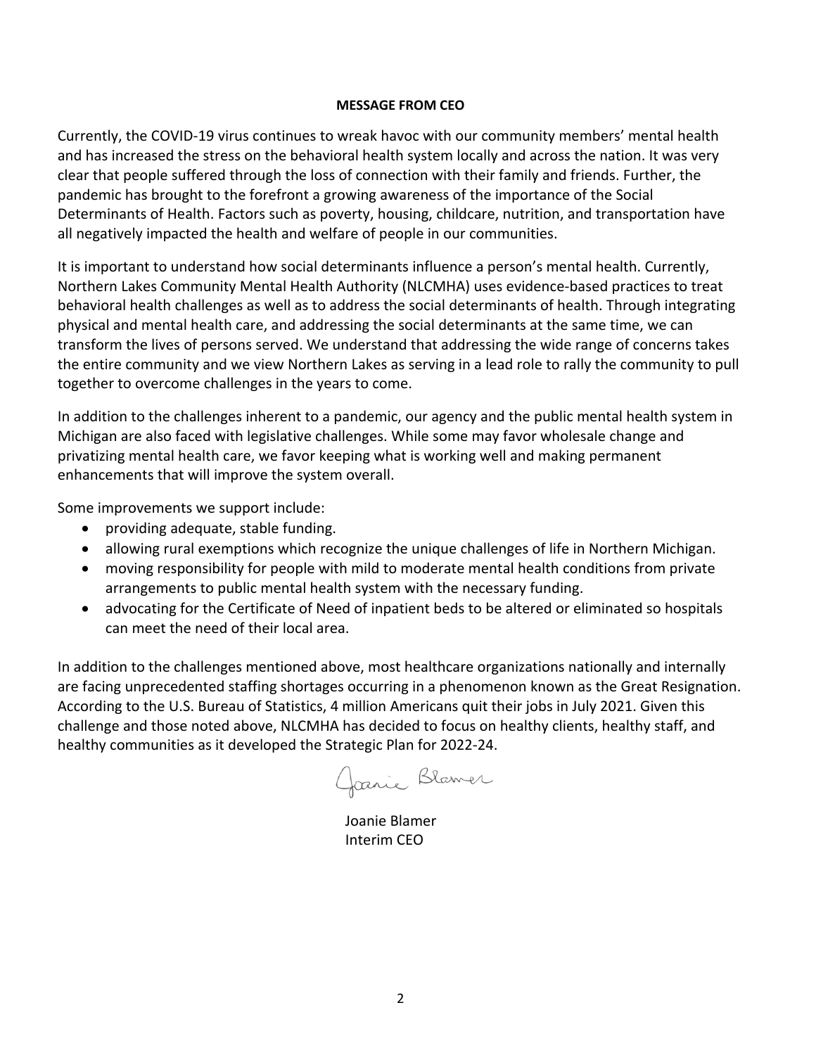## MESSAGE FROM CEO

Currently, the COVID-19 virus continues to wreak havoc with our community members' mental health and has increased the stress on the behavioral health system locally and across the nation. It was very clear that people suffered through the loss of connection with their family and friends. Further, the pandemic has brought to the forefront a growing awareness of the importance of the Social Determinants of Health. Factors such as poverty, housing, childcare, nutrition, and transportation have all negatively impacted the health and welfare of people in our communities.

It is important to understand how social determinants influence a person's mental health. Currently, Northern Lakes Community Mental Health Authority (NLCMHA) uses evidence-based practices to treat behavioral health challenges as well as to address the social determinants of health. Through integrating physical and mental health care, and addressing the social determinants at the same time, we can transform the lives of persons served. We understand that addressing the wide range of concerns takes the entire community and we view Northern Lakes as serving in a lead role to rally the community to pull together to overcome challenges in the years to come.

In addition to the challenges inherent to a pandemic, our agency and the public mental health system in Michigan are also faced with legislative challenges. While some may favor wholesale change and privatizing mental health care, we favor keeping what is working well and making permanent enhancements that will improve the system overall.

Some improvements we support include:

- providing adequate, stable funding.
- allowing rural exemptions which recognize the unique challenges of life in Northern Michigan.
- moving responsibility for people with mild to moderate mental health conditions from private arrangements to public mental health system with the necessary funding.
- advocating for the Certificate of Need of inpatient beds to be altered or eliminated so hospitals can meet the need of their local area.

In addition to the challenges mentioned above, most healthcare organizations nationally and internally are facing unprecedented staffing shortages occurring in a phenomenon known as the Great Resignation. According to the U.S. Bureau of Statistics, 4 million Americans quit their jobs in July 2021. Given this challenge and those noted above, NLCMHA has decided to focus on healthy clients, healthy staff, and healthy communities as it developed the Strategic Plan for 2022-24.

Joanie Blamer

Joanie Blamer
Interim CEO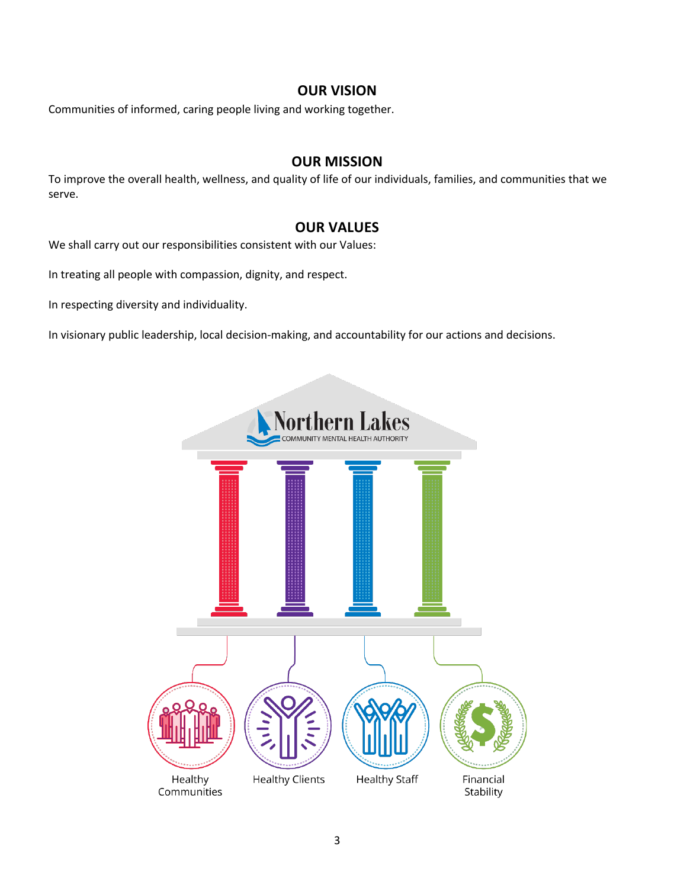## OUR VISION

Communities of informed, caring people living and working together.

## OUR MISSION

To improve the overall health, wellness, and quality of life of our individuals, families, and communities that we serve.

## OUR VALUES

We shall carry out our responsibilities consistent with our Values:

In treating all people with compassion, dignity, and respect.

In respecting diversity and individuality.

In visionary public leadership, local decision-making, and accountability for our actions and decisions.

Northern Lakes
COMMUNITY MENTAL HEALTH AUTHORITY

Healthy Communities

Healthy Clients

Healthy Staff

Financial Stability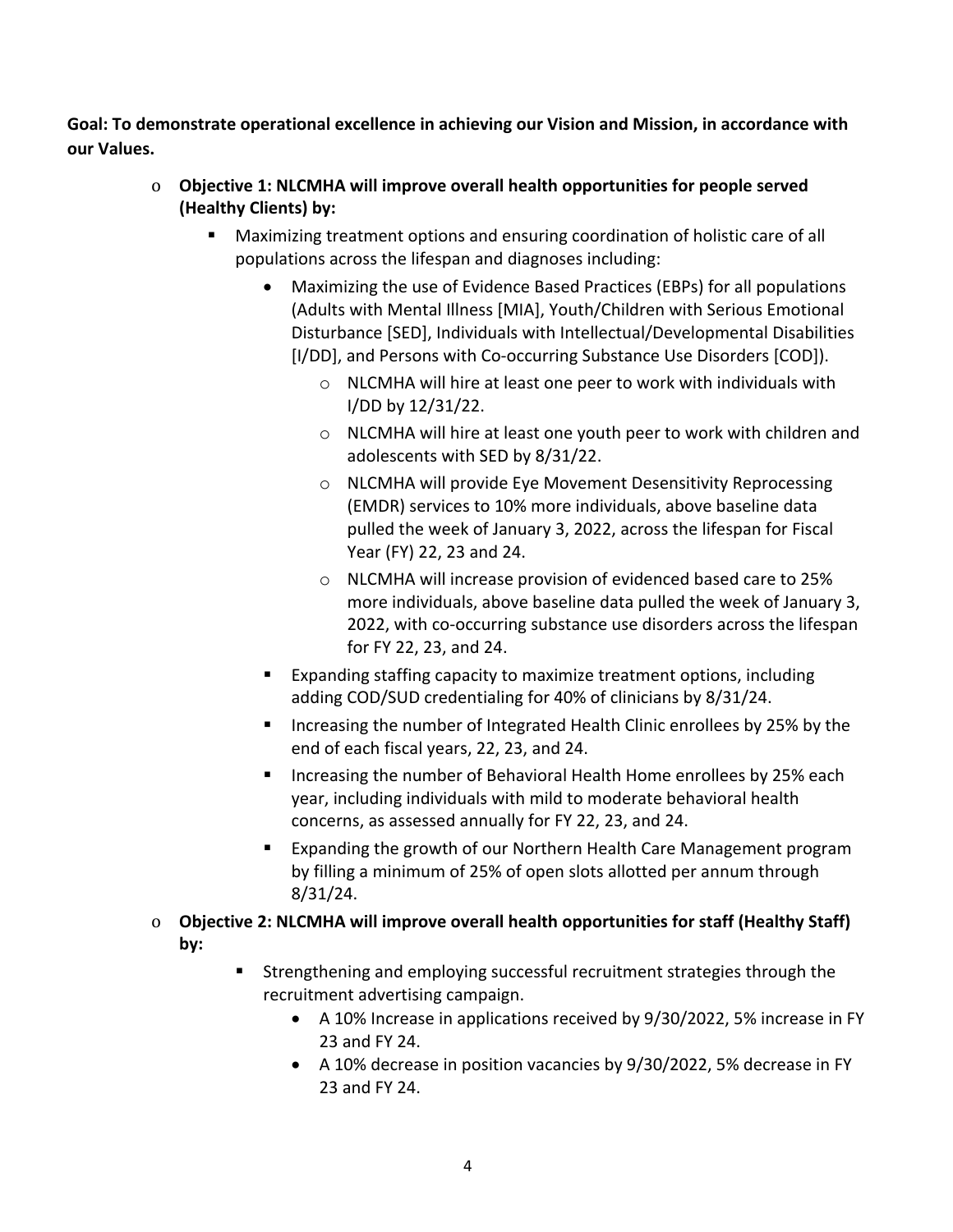**Goal: To demonstrate operational excellence in achieving our Vision and Mission, in accordance with our Values.**

- **Objective 1: NLCMHA will improve overall health opportunities for people served (Healthy Clients) by:**
  - Maximizing treatment options and ensuring coordination of holistic care of all populations across the lifespan and diagnoses including:
    - Maximizing the use of Evidence Based Practices (EBPs) for all populations (Adults with Mental Illness [MIA], Youth/Children with Serious Emotional Disturbance [SED], Individuals with Intellectual/Developmental Disabilities [I/DD], and Persons with Co-occurring Substance Use Disorders [COD]).
      - NLCMHA will hire at least one peer to work with individuals with I/DD by 12/31/22.
      - NLCMHA will hire at least one youth peer to work with children and adolescents with SED by 8/31/22.
      - NLCMHA will provide Eye Movement Desensitivity Reprocessing (EMDR) services to 10% more individuals, above baseline data pulled the week of January 3, 2022, across the lifespan for Fiscal Year (FY) 22, 23 and 24.
      - NLCMHA will increase provision of evidenced based care to 25% more individuals, above baseline data pulled the week of January 3, 2022, with co-occurring substance use disorders across the lifespan for FY 22, 23, and 24.
  - Expanding staffing capacity to maximize treatment options, including adding COD/SUD credentialing for 40% of clinicians by 8/31/24.
  - Increasing the number of Integrated Health Clinic enrollees by 25% by the end of each fiscal years, 22, 23, and 24.
  - Increasing the number of Behavioral Health Home enrollees by 25% each year, including individuals with mild to moderate behavioral health concerns, as assessed annually for FY 22, 23, and 24.
  - Expanding the growth of our Northern Health Care Management program by filling a minimum of 25% of open slots allotted per annum through 8/31/24.
- **Objective 2: NLCMHA will improve overall health opportunities for staff (Healthy Staff) by:**
  - Strengthening and employing successful recruitment strategies through the recruitment advertising campaign.
    - A 10% Increase in applications received by 9/30/2022, 5% increase in FY 23 and FY 24.
    - A 10% decrease in position vacancies by 9/30/2022, 5% decrease in FY 23 and FY 24.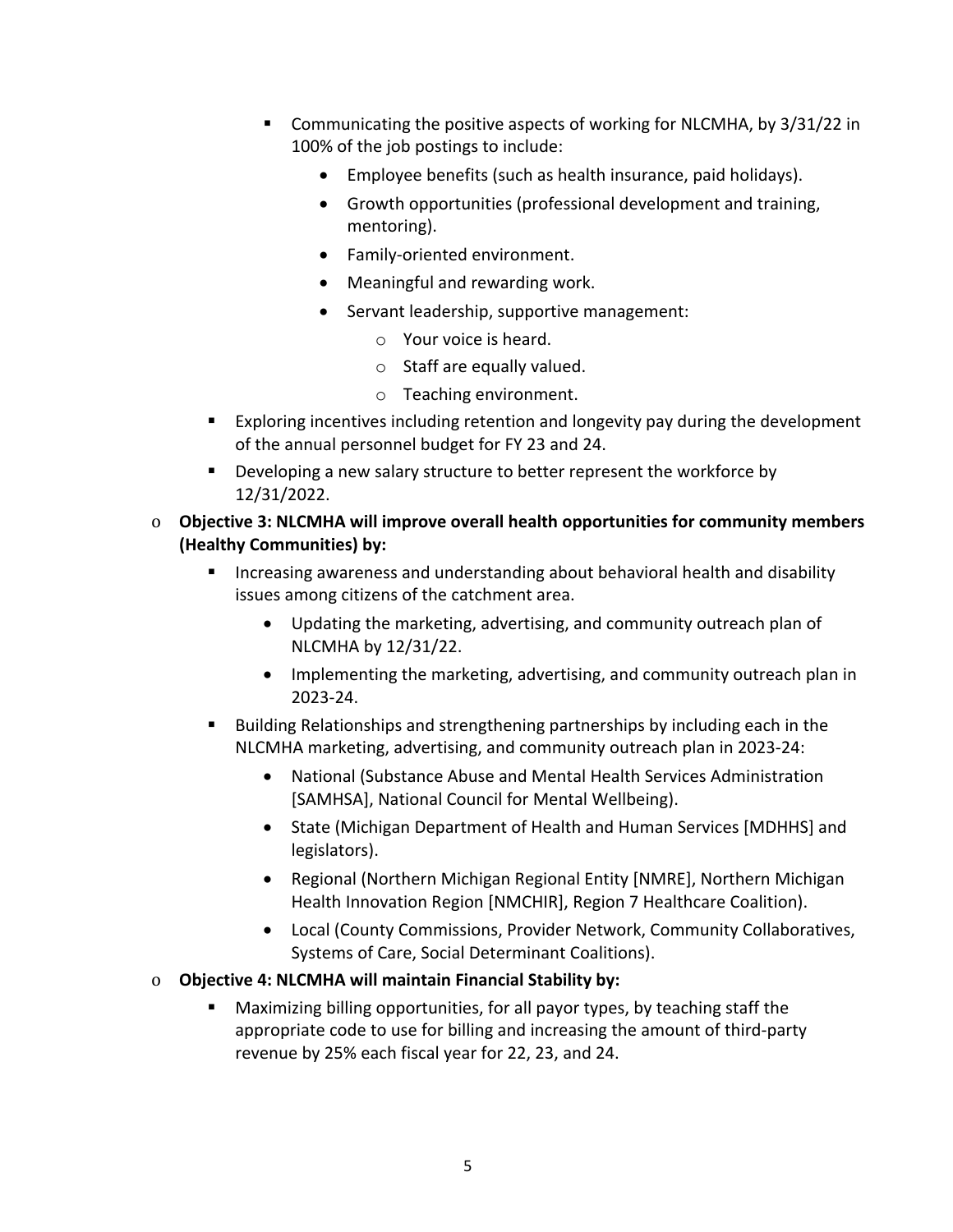- Communicating the positive aspects of working for NLCMHA, by 3/31/22 in 100% of the job postings to include:
      - Employee benefits (such as health insurance, paid holidays).
      - Growth opportunities (professional development and training, mentoring).
      - Family-oriented environment.
      - Meaningful and rewarding work.
      - Servant leadership, supportive management:
        - Your voice is heard.
        - Staff are equally valued.
        - Teaching environment.
    - Exploring incentives including retention and longevity pay during the development of the annual personnel budget for FY 23 and 24.
    - Developing a new salary structure to better represent the workforce by 12/31/2022.
  - **Objective 3: NLCMHA will improve overall health opportunities for community members (Healthy Communities) by:**
    - Increasing awareness and understanding about behavioral health and disability issues among citizens of the catchment area.
      - Updating the marketing, advertising, and community outreach plan of NLCMHA by 12/31/22.
      - Implementing the marketing, advertising, and community outreach plan in 2023-24.
    - Building Relationships and strengthening partnerships by including each in the NLCMHA marketing, advertising, and community outreach plan in 2023-24:
      - National (Substance Abuse and Mental Health Services Administration [SAMHSA], National Council for Mental Wellbeing).
      - State (Michigan Department of Health and Human Services [MDHHS] and legislators).
      - Regional (Northern Michigan Regional Entity [NMRE], Northern Michigan Health Innovation Region [NMCHIR], Region 7 Healthcare Coalition).
      - Local (County Commissions, Provider Network, Community Collaboratives, Systems of Care, Social Determinant Coalitions).
  - **Objective 4: NLCMHA will maintain Financial Stability by:**
    - Maximizing billing opportunities, for all payor types, by teaching staff the appropriate code to use for billing and increasing the amount of third-party revenue by 25% each fiscal year for 22, 23, and 24.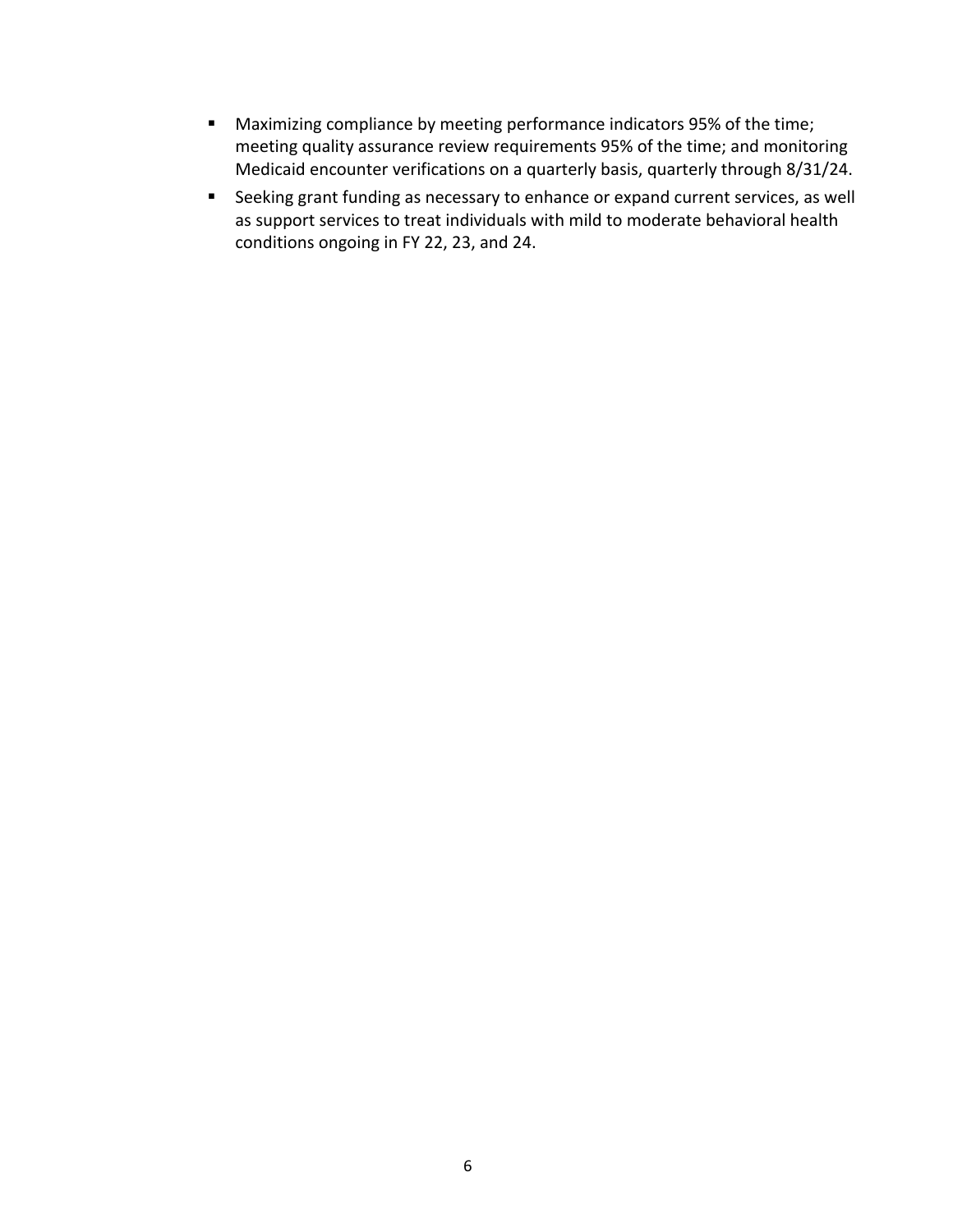- Maximizing compliance by meeting performance indicators 95% of the time; meeting quality assurance review requirements 95% of the time; and monitoring Medicaid encounter verifications on a quarterly basis, quarterly through 8/31/24.
- Seeking grant funding as necessary to enhance or expand current services, as well as support services to treat individuals with mild to moderate behavioral health conditions ongoing in FY 22, 23, and 24.